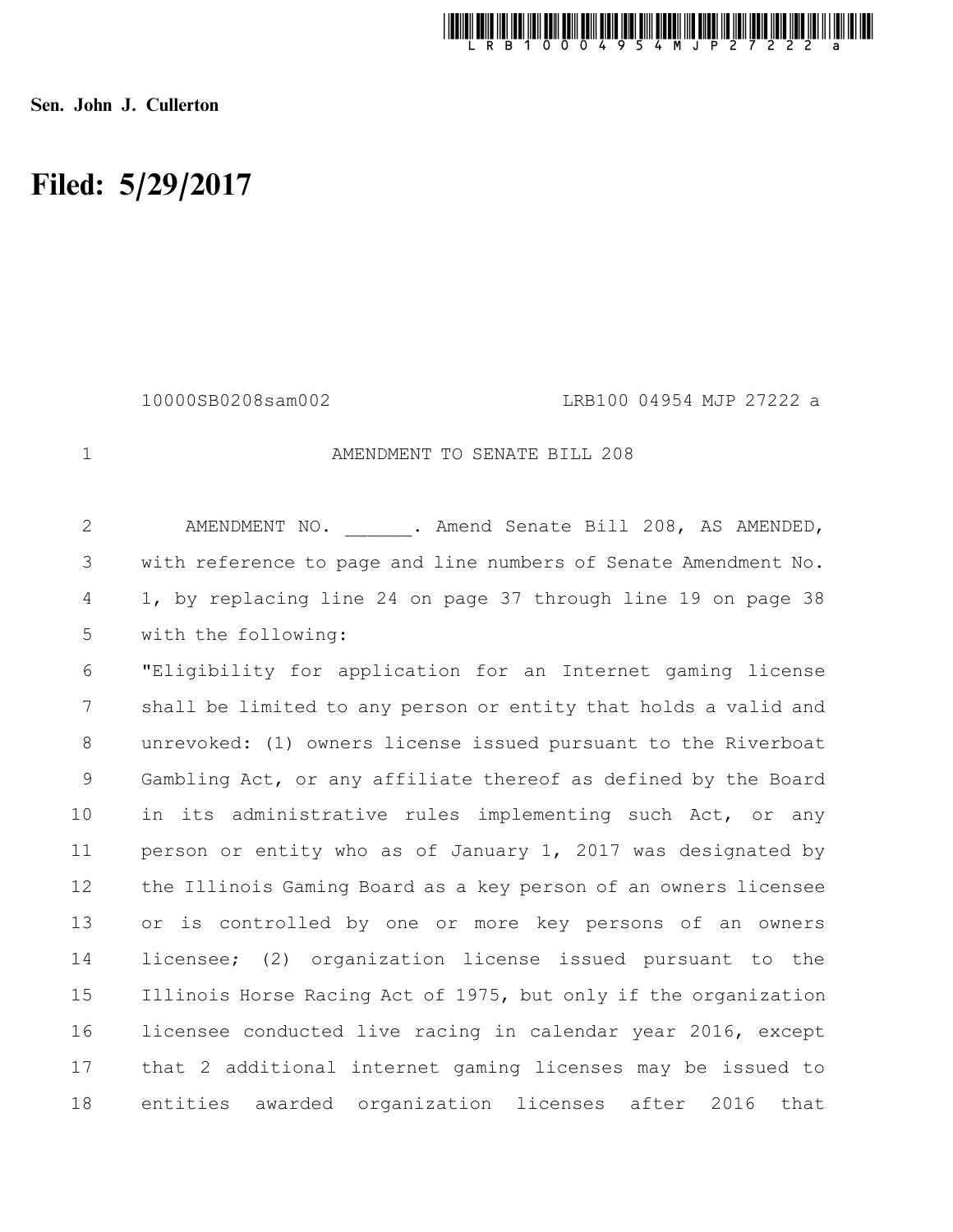Sen. John J. Cullerton

# Filed: 5/29/2017

10000SB0208sam002 LRB100 04954 MJP 27222 a

AMENDMENT TO SENATE BILL 208

AMENDMENT NO. ______. Amend Senate Bill 208, AS AMENDED, with reference to page and line numbers of Senate Amendment No. 1, by replacing line 24 on page 37 through line 19 on page 38 with the following:

"Eligibility for application for an Internet gaming license shall be limited to any person or entity that holds a valid and unrevoked: (1) owners license issued pursuant to the Riverboat Gambling Act, or any affiliate thereof as defined by the Board in its administrative rules implementing such Act, or any person or entity who as of January 1, 2017 was designated by the Illinois Gaming Board as a key person of an owners licensee or is controlled by one or more key persons of an owners licensee; (2) organization license issued pursuant to the Illinois Horse Racing Act of 1975, but only if the organization licensee conducted live racing in calendar year 2016, except that 2 additional internet gaming licenses may be issued to entities awarded organization licenses after 2016 that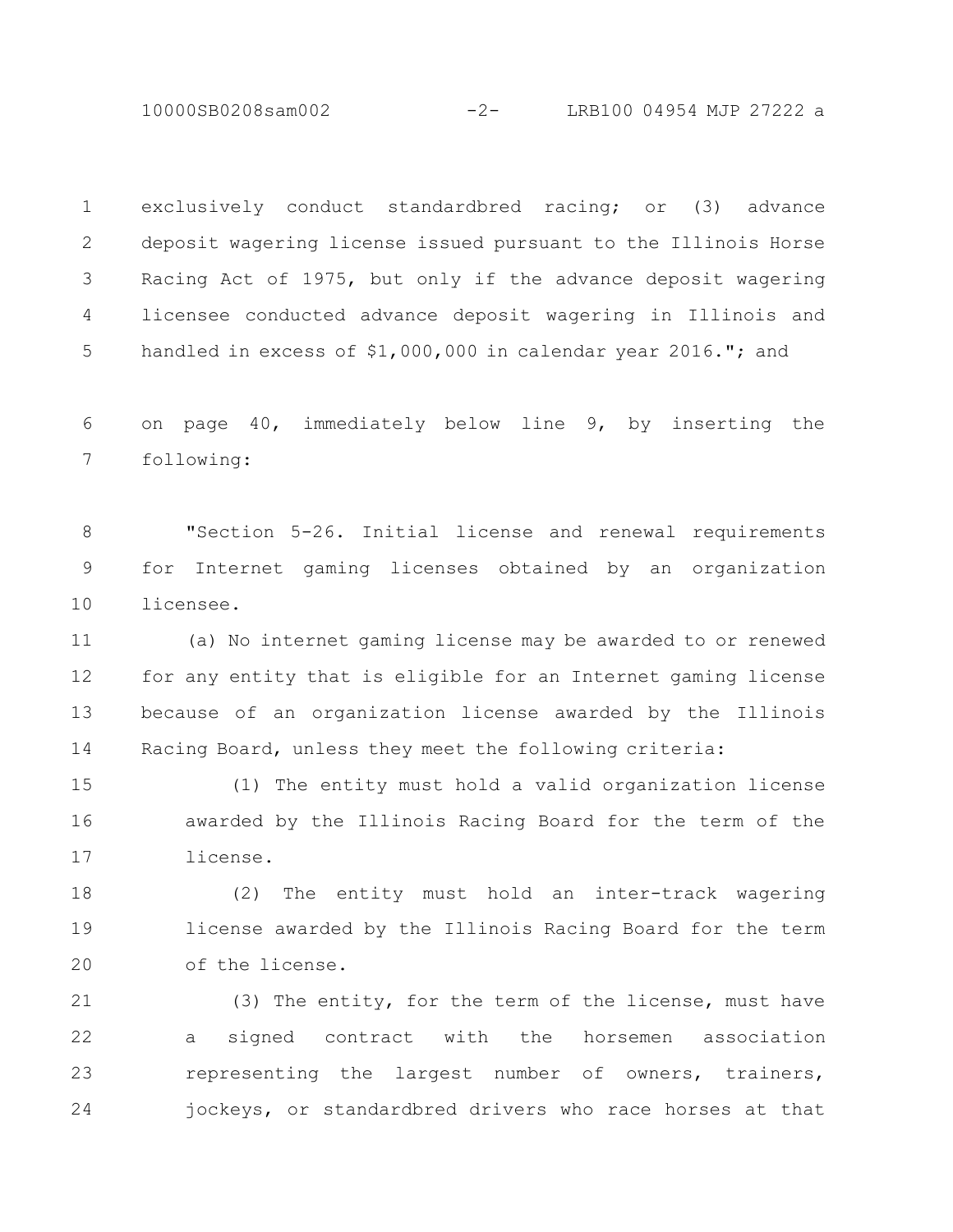exclusively conduct standardbred racing; or (3) advance deposit wagering license issued pursuant to the Illinois Horse Racing Act of 1975, but only if the advance deposit wagering licensee conducted advance deposit wagering in Illinois and handled in excess of $1,000,000 in calendar year 2016."; and

on page 40, immediately below line 9, by inserting the following:

"Section 5-26. Initial license and renewal requirements for Internet gaming licenses obtained by an organization licensee.

(a) No internet gaming license may be awarded to or renewed for any entity that is eligible for an Internet gaming license because of an organization license awarded by the Illinois Racing Board, unless they meet the following criteria:

(1) The entity must hold a valid organization license awarded by the Illinois Racing Board for the term of the license.

(2) The entity must hold an inter-track wagering license awarded by the Illinois Racing Board for the term of the license.

(3) The entity, for the term of the license, must have a signed contract with the horsemen association representing the largest number of owners, trainers, jockeys, or standardbred drivers who race horses at that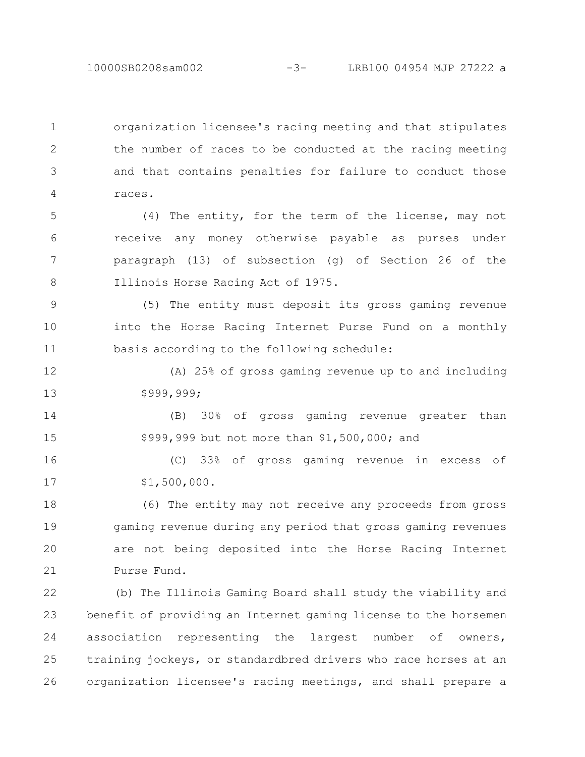organization licensee's racing meeting and that stipulates the number of races to be conducted at the racing meeting and that contains penalties for failure to conduct those races.

(4) The entity, for the term of the license, may not receive any money otherwise payable as purses under paragraph (13) of subsection (g) of Section 26 of the Illinois Horse Racing Act of 1975.

(5) The entity must deposit its gross gaming revenue into the Horse Racing Internet Purse Fund on a monthly basis according to the following schedule:

(A) 25% of gross gaming revenue up to and including $999,999;

(B) 30% of gross gaming revenue greater than $999,999 but not more than $1,500,000; and

(C) 33% of gross gaming revenue in excess of $1,500,000.

(6) The entity may not receive any proceeds from gross gaming revenue during any period that gross gaming revenues are not being deposited into the Horse Racing Internet Purse Fund.

(b) The Illinois Gaming Board shall study the viability and benefit of providing an Internet gaming license to the horsemen association representing the largest number of owners, training jockeys, or standardbred drivers who race horses at an organization licensee's racing meetings, and shall prepare a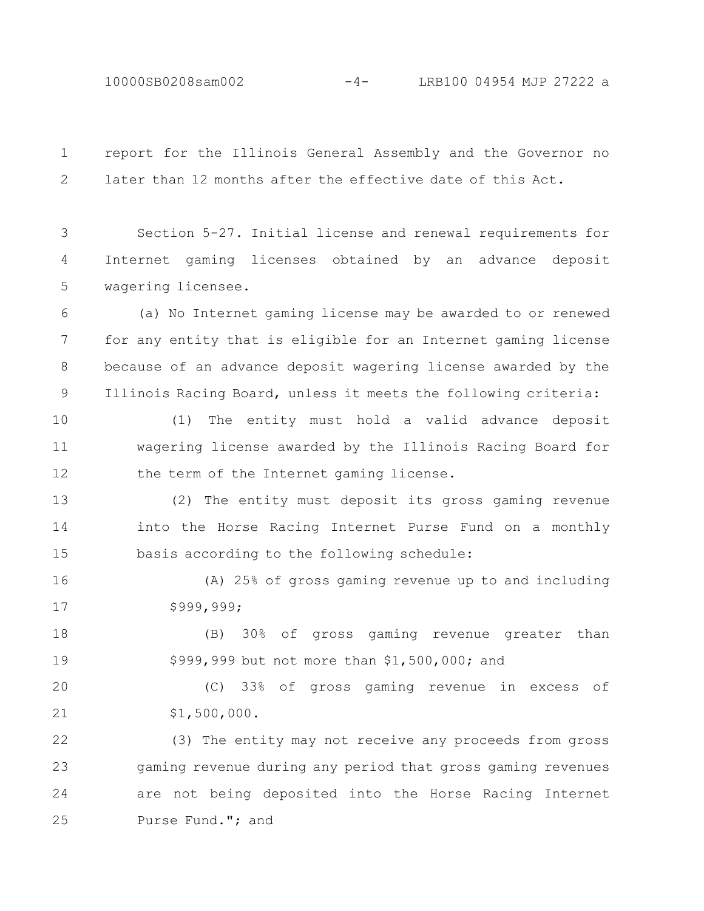report for the Illinois General Assembly and the Governor no later than 12 months after the effective date of this Act.

Section 5-27. Initial license and renewal requirements for Internet gaming licenses obtained by an advance deposit wagering licensee.

(a) No Internet gaming license may be awarded to or renewed for any entity that is eligible for an Internet gaming license because of an advance deposit wagering license awarded by the Illinois Racing Board, unless it meets the following criteria:

(1) The entity must hold a valid advance deposit wagering license awarded by the Illinois Racing Board for the term of the Internet gaming license.

(2) The entity must deposit its gross gaming revenue into the Horse Racing Internet Purse Fund on a monthly basis according to the following schedule:

(A) 25% of gross gaming revenue up to and including $999,999;

(B) 30% of gross gaming revenue greater than $999,999 but not more than $1,500,000; and

(C) 33% of gross gaming revenue in excess of $1,500,000.

(3) The entity may not receive any proceeds from gross gaming revenue during any period that gross gaming revenues are not being deposited into the Horse Racing Internet Purse Fund."; and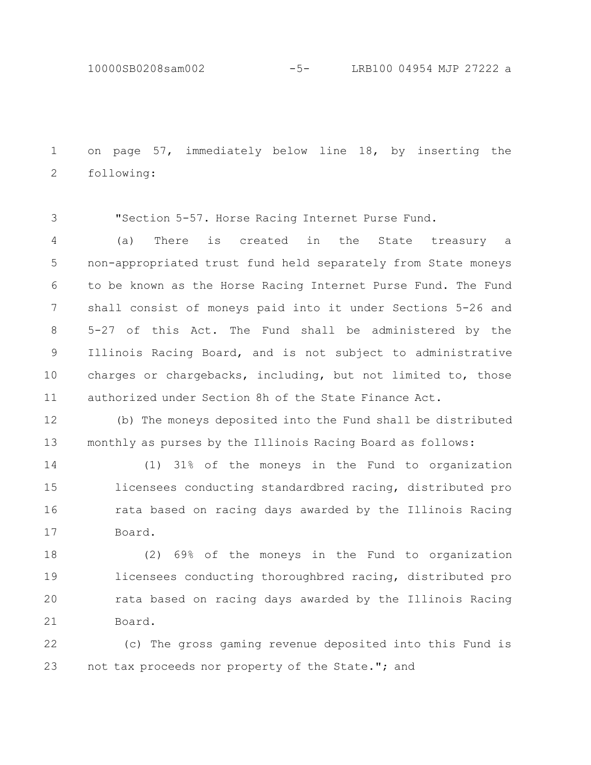on page 57, immediately below line 18, by inserting the following:

"Section 5-57. Horse Racing Internet Purse Fund.

(a) There is created in the State treasury a non-appropriated trust fund held separately from State moneys to be known as the Horse Racing Internet Purse Fund. The Fund shall consist of moneys paid into it under Sections 5-26 and 5-27 of this Act. The Fund shall be administered by the Illinois Racing Board, and is not subject to administrative charges or chargebacks, including, but not limited to, those authorized under Section 8h of the State Finance Act.

(b) The moneys deposited into the Fund shall be distributed monthly as purses by the Illinois Racing Board as follows:

(1) 31% of the moneys in the Fund to organization licensees conducting standardbred racing, distributed pro rata based on racing days awarded by the Illinois Racing Board.

(2) 69% of the moneys in the Fund to organization licensees conducting thoroughbred racing, distributed pro rata based on racing days awarded by the Illinois Racing Board.

(c) The gross gaming revenue deposited into this Fund is not tax proceeds nor property of the State."; and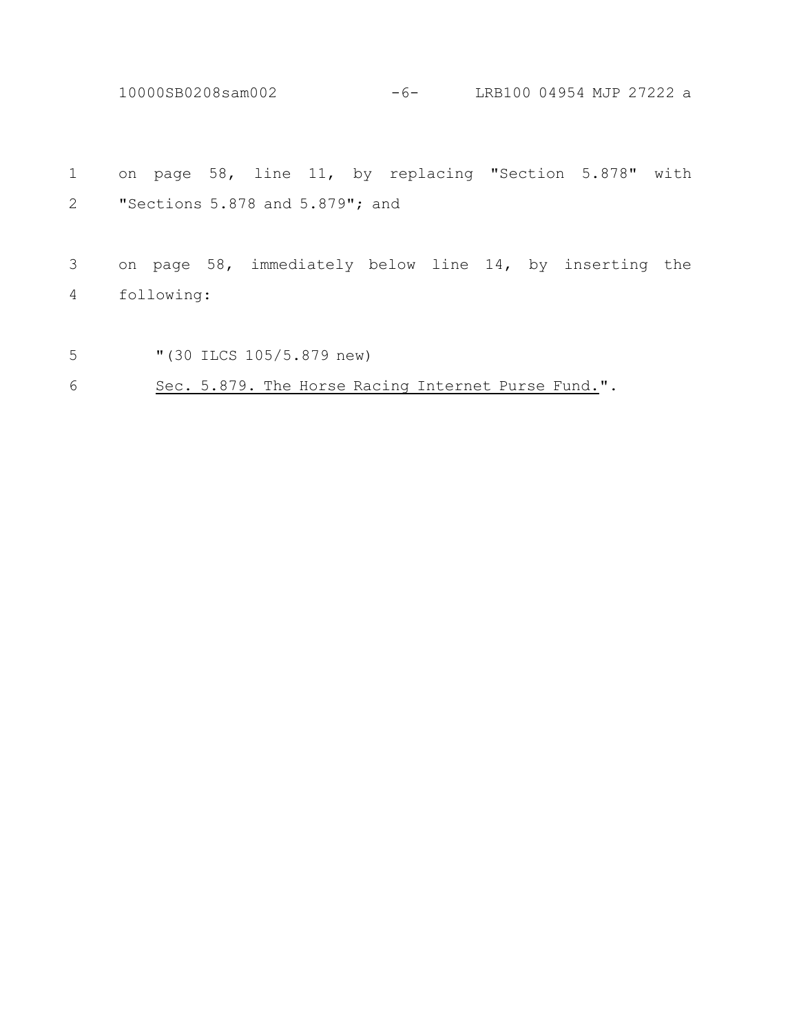on page 58, line 11, by replacing "Section 5.878" with "Sections 5.878 and 5.879"; and

on page 58, immediately below line 14, by inserting the following:

"(30 ILCS 105/5.879 new)

Sec. 5.879. The Horse Racing Internet Purse Fund.".